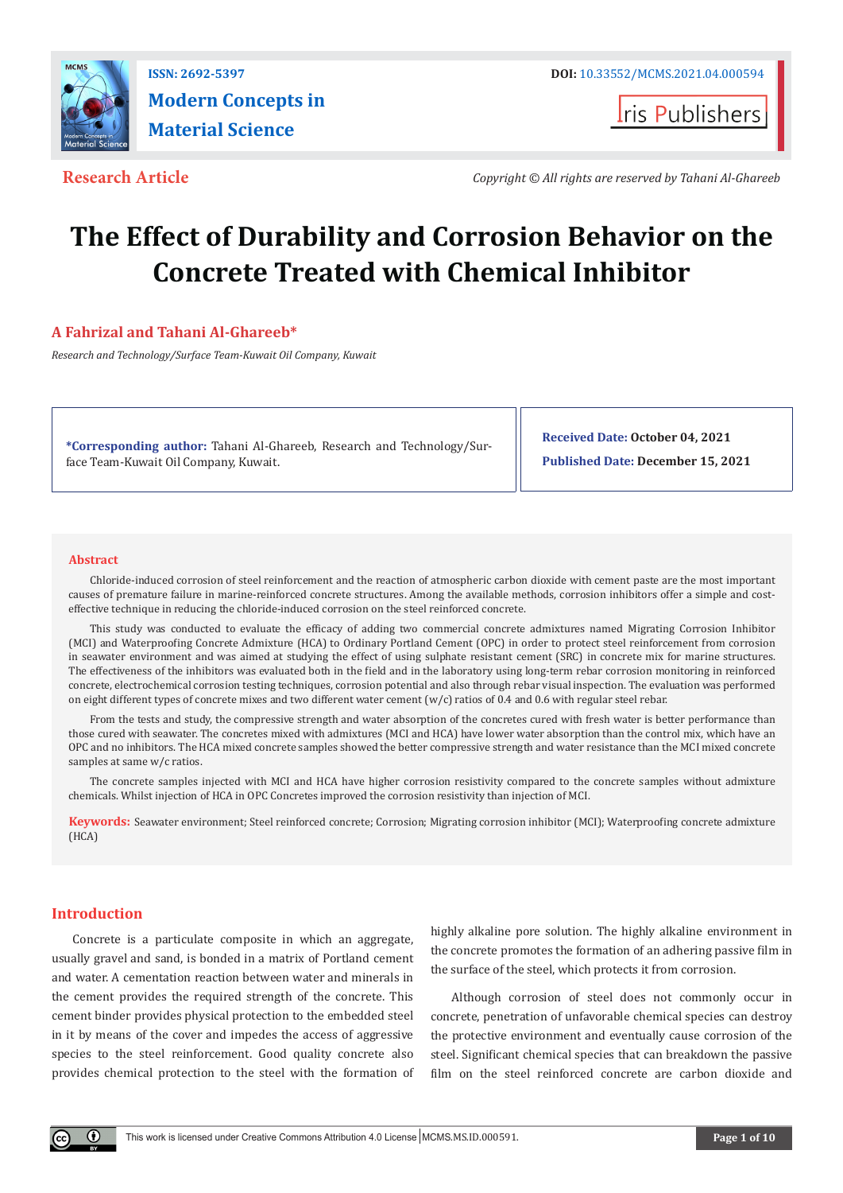ISSN: 2692-5397

DOI: 10.33552/MCMS.2021.04.000594

**Modern Concepts in Material Science**

Iris Publishers

**Research Article**

*Copyright © All rights are reserved by Tahani Al-Ghareeb*

# The Effect of Durability and Corrosion Behavior on the Concrete Treated with Chemical Inhibitor

**A Fahrizal and Tahani Al-Ghareeb***

*Research and Technology/Surface Team-Kuwait Oil Company, Kuwait*

**\*Corresponding author:** Tahani Al-Ghareeb, Research and Technology/Surface Team-Kuwait Oil Company, Kuwait.

**Received Date:** October 04, 2021

**Published Date:** December 15, 2021

## Abstract

Chloride-induced corrosion of steel reinforcement and the reaction of atmospheric carbon dioxide with cement paste are the most important causes of premature failure in marine-reinforced concrete structures. Among the available methods, corrosion inhibitors offer a simple and cost-effective technique in reducing the chloride-induced corrosion on the steel reinforced concrete.

This study was conducted to evaluate the efficacy of adding two commercial concrete admixtures named Migrating Corrosion Inhibitor (MCI) and Waterproofing Concrete Admixture (HCA) to Ordinary Portland Cement (OPC) in order to protect steel reinforcement from corrosion in seawater environment and was aimed at studying the effect of using sulphate resistant cement (SRC) in concrete mix for marine structures. The effectiveness of the inhibitors was evaluated both in the field and in the laboratory using long-term rebar corrosion monitoring in reinforced concrete, electrochemical corrosion testing techniques, corrosion potential and also through rebar visual inspection. The evaluation was performed on eight different types of concrete mixes and two different water cement (w/c) ratios of 0.4 and 0.6 with regular steel rebar.

From the tests and study, the compressive strength and water absorption of the concretes cured with fresh water is better performance than those cured with seawater. The concretes mixed with admixtures (MCI and HCA) have lower water absorption than the control mix, which have an OPC and no inhibitors. The HCA mixed concrete samples showed the better compressive strength and water resistance than the MCI mixed concrete samples at same w/c ratios.

The concrete samples injected with MCI and HCA have higher corrosion resistivity compared to the concrete samples without admixture chemicals. Whilst injection of HCA in OPC Concretes improved the corrosion resistivity than injection of MCI.

**Keywords:** Seawater environment; Steel reinforced concrete; Corrosion; Migrating corrosion inhibitor (MCI); Waterproofing concrete admixture (HCA)

## Introduction

Concrete is a particulate composite in which an aggregate, usually gravel and sand, is bonded in a matrix of Portland cement and water. A cementation reaction between water and minerals in the cement provides the required strength of the concrete. This cement binder provides physical protection to the embedded steel in it by means of the cover and impedes the access of aggressive species to the steel reinforcement. Good quality concrete also provides chemical protection to the steel with the formation of highly alkaline pore solution. The highly alkaline environment in the concrete promotes the formation of an adhering passive film in the surface of the steel, which protects it from corrosion.

Although corrosion of steel does not commonly occur in concrete, penetration of unfavorable chemical species can destroy the protective environment and eventually cause corrosion of the steel. Significant chemical species that can breakdown the passive film on the steel reinforced concrete are carbon dioxide and

This work is licensed under Creative Commons Attribution 4.0 License MCMS.MS.ID.000591.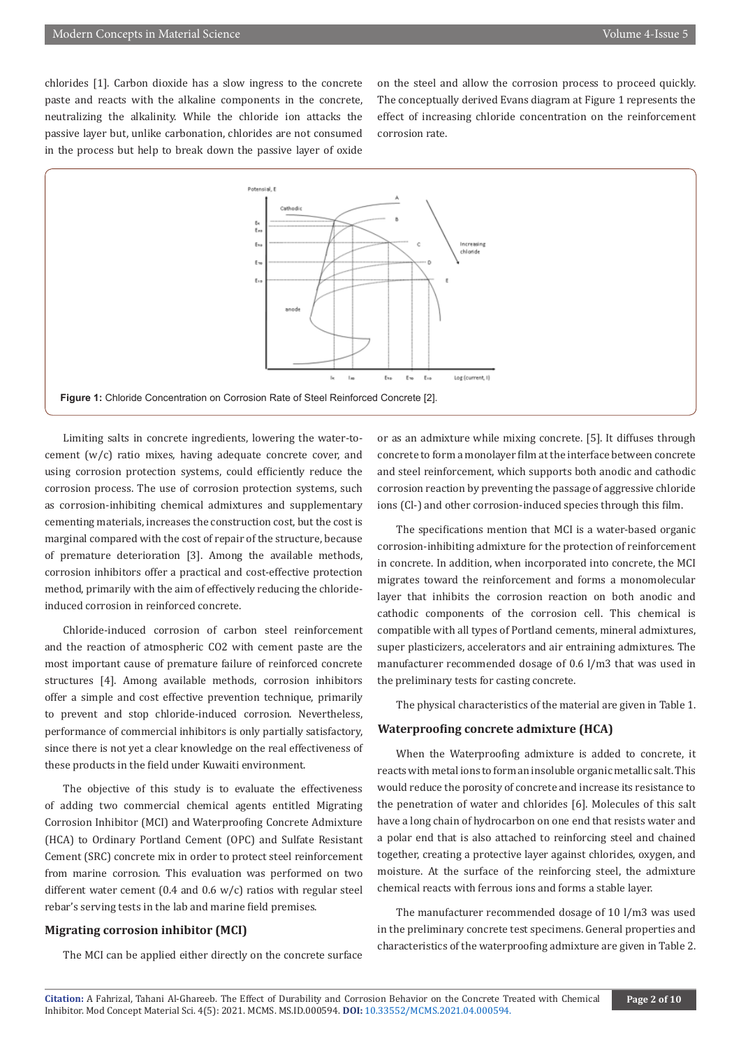chlorides [1]. Carbon dioxide has a slow ingress to the concrete paste and reacts with the alkaline components in the concrete, neutralizing the alkalinity. While the chloride ion attacks the passive layer but, unlike carbonation, chlorides are not consumed in the process but help to break down the passive layer of oxide on the steel and allow the corrosion process to proceed quickly. The conceptually derived Evans diagram at Figure 1 represents the effect of increasing chloride concentration on the reinforcement corrosion rate.

**Figure 1:** Chloride Concentration on Corrosion Rate of Steel Reinforced Concrete [2].

Limiting salts in concrete ingredients, lowering the water-to-cement (w/c) ratio mixes, having adequate concrete cover, and using corrosion protection systems, could efficiently reduce the corrosion process. The use of corrosion protection systems, such as corrosion-inhibiting chemical admixtures and supplementary cementing materials, increases the construction cost, but the cost is marginal compared with the cost of repair of the structure, because of premature deterioration [3]. Among the available methods, corrosion inhibitors offer a practical and cost-effective protection method, primarily with the aim of effectively reducing the chloride-induced corrosion in reinforced concrete.

Chloride-induced corrosion of carbon steel reinforcement and the reaction of atmospheric $CO_2$ with cement paste are the most important cause of premature failure of reinforced concrete structures [4]. Among available methods, corrosion inhibitors offer a simple and cost effective prevention technique, primarily to prevent and stop chloride-induced corrosion. Nevertheless, performance of commercial inhibitors is only partially satisfactory, since there is not yet a clear knowledge on the real effectiveness of these products in the field under Kuwaiti environment.

The objective of this study is to evaluate the effectiveness of adding two commercial chemical agents entitled Migrating Corrosion Inhibitor (MCI) and Waterproofing Concrete Admixture (HCA) to Ordinary Portland Cement (OPC) and Sulfate Resistant Cement (SRC) concrete mix in order to protect steel reinforcement from marine corrosion. This evaluation was performed on two different water cement (0.4 and 0.6 w/c) ratios with regular steel rebar's serving tests in the lab and marine field premises.

## Migrating corrosion inhibitor (MCI)

The MCI can be applied either directly on the concrete surface or as an admixture while mixing concrete. [5]. It diffuses through concrete to form a monolayer film at the interface between concrete and steel reinforcement, which supports both anodic and cathodic corrosion reaction by preventing the passage of aggressive chloride ions ($Cl^-$) and other corrosion-induced species through this film.

The specifications mention that MCI is a water-based organic corrosion-inhibiting admixture for the protection of reinforcement in concrete. In addition, when incorporated into concrete, the MCI migrates toward the reinforcement and forms a monomolecular layer that inhibits the corrosion reaction on both anodic and cathodic components of the corrosion cell. This chemical is compatible with all types of Portland cements, mineral admixtures, super plasticizers, accelerators and air entraining admixtures. The manufacturer recommended dosage of 0.6 l/m3 that was used in the preliminary tests for casting concrete.

The physical characteristics of the material are given in Table 1.

## Waterproofing concrete admixture (HCA)

When the Waterproofing admixture is added to concrete, it reacts with metal ions to form an insoluble organic metallic salt. This would reduce the porosity of concrete and increase its resistance to the penetration of water and chlorides [6]. Molecules of this salt have a long chain of hydrocarbon on one end that resists water and a polar end that is also attached to reinforcing steel and chained together, creating a protective layer against chlorides, oxygen, and moisture. At the surface of the reinforcing steel, the admixture chemical reacts with ferrous ions and forms a stable layer.

The manufacturer recommended dosage of 10 l/m3 was used in the preliminary concrete test specimens. General properties and characteristics of the waterproofing admixture are given in Table 2.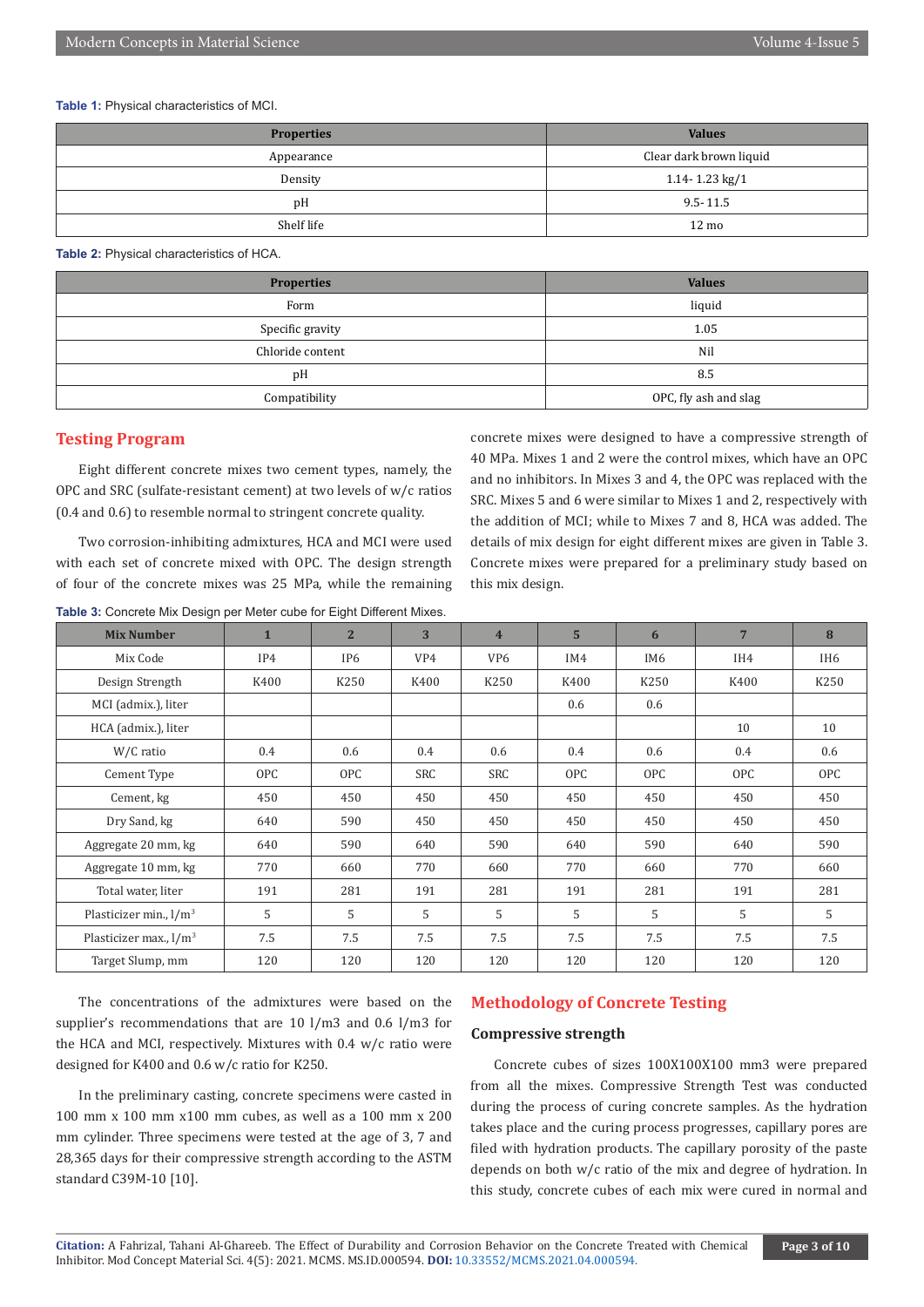**Table 1:** Physical characteristics of MCI.

| Properties | Values |
|---|---|
| Appearance | Clear dark brown liquid |
| Density | 1.14- 1.23 kg/1 |
| pH | 9.5- 11.5 |
| Shelf life | 12 mo |

**Table 2:** Physical characteristics of HCA.

| Properties | Values |
|---|---|
| Form | liquid |
| Specific gravity | 1.05 |
| Chloride content | Nil |
| pH | 8.5 |
| Compatibility | OPC, fly ash and slag |

## Testing Program

Eight different concrete mixes two cement types, namely, the OPC and SRC (sulfate-resistant cement) at two levels of w/c ratios (0.4 and 0.6) to resemble normal to stringent concrete quality.

Two corrosion-inhibiting admixtures, HCA and MCI were used with each set of concrete mixed with OPC. The design strength of four of the concrete mixes was 25 MPa, while the remaining concrete mixes were designed to have a compressive strength of 40 MPa. Mixes 1 and 2 were the control mixes, which have an OPC and no inhibitors. In Mixes 3 and 4, the OPC was replaced with the SRC. Mixes 5 and 6 were similar to Mixes 1 and 2, respectively with the addition of MCI; while to Mixes 7 and 8, HCA was added. The details of mix design for eight different mixes are given in Table 3. Concrete mixes were prepared for a preliminary study based on this mix design.

**Table 3:** Concrete Mix Design per Meter cube for Eight Different Mixes.

| Mix Number | 1 | 2 | 3 | 4 | 5 | 6 | 7 | 8 |
|---|---|---|---|---|---|---|---|---|
| Mix Code | IP4 | IP6 | VP4 | VP6 | IM4 | IM6 | IH4 | IH6 |
| Design Strength | K400 | K250 | K400 | K250 | K400 | K250 | K400 | K250 |
| MCI (admix.), liter | | | | | 0.6 | 0.6 | | |
| HCA (admix.), liter | | | | | | | 10 | 10 |
| W/C ratio | 0.4 | 0.6 | 0.4 | 0.6 | 0.4 | 0.6 | 0.4 | 0.6 |
| Cement Type | OPC | OPC | SRC | SRC | OPC | OPC | OPC | OPC |
| Cement, kg | 450 | 450 | 450 | 450 | 450 | 450 | 450 | 450 |
| Dry Sand, kg | 640 | 590 | 450 | 450 | 450 | 450 | 450 | 450 |
| Aggregate 20 mm, kg | 640 | 590 | 640 | 590 | 640 | 590 | 640 | 590 |
| Aggregate 10 mm, kg | 770 | 660 | 770 | 660 | 770 | 660 | 770 | 660 |
| Total water, liter | 191 | 281 | 191 | 281 | 191 | 281 | 191 | 281 |
| Plasticizer min., l/m$^3$ | 5 | 5 | 5 | 5 | 5 | 5 | 5 | 5 |
| Plasticizer max., l/m$^3$ | 7.5 | 7.5 | 7.5 | 7.5 | 7.5 | 7.5 | 7.5 | 7.5 |
| Target Slump, mm | 120 | 120 | 120 | 120 | 120 | 120 | 120 | 120 |

The concentrations of the admixtures were based on the supplier's recommendations that are 10 l/m3 and 0.6 l/m3 for the HCA and MCI, respectively. Mixtures with 0.4 w/c ratio were designed for K400 and 0.6 w/c ratio for K250.

In the preliminary casting, concrete specimens were casted in 100 mm x 100 mm x100 mm cubes, as well as a 100 mm x 200 mm cylinder. Three specimens were tested at the age of 3, 7 and 28,365 days for their compressive strength according to the ASTM standard C39M-10 [10].

## Methodology of Concrete Testing

### Compressive strength

Concrete cubes of sizes 100X100X100 mm3 were prepared from all the mixes. Compressive Strength Test was conducted during the process of curing concrete samples. As the hydration takes place and the curing process progresses, capillary pores are filed with hydration products. The capillary porosity of the paste depends on both w/c ratio of the mix and degree of hydration. In this study, concrete cubes of each mix were cured in normal and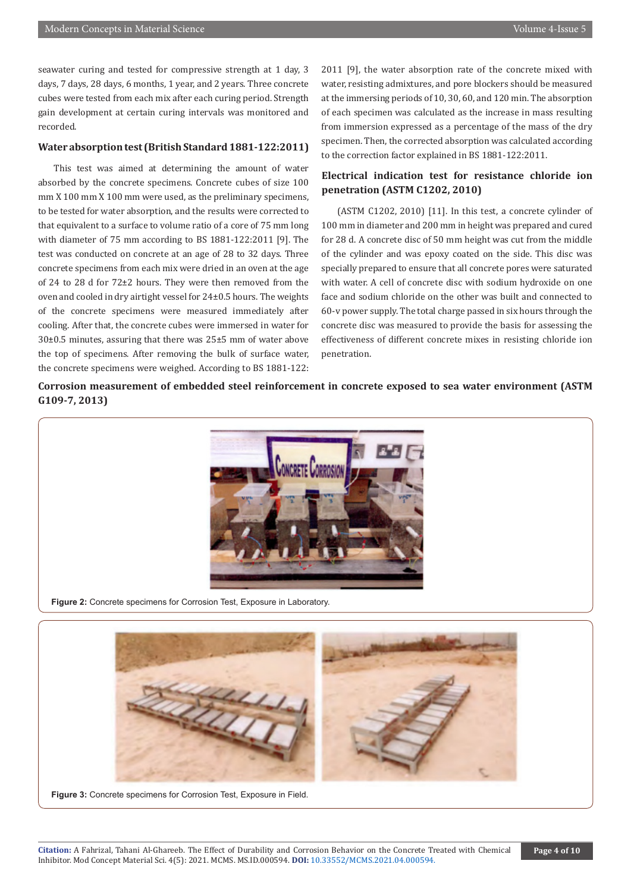seawater curing and tested for compressive strength at 1 day, 3 days, 7 days, 28 days, 6 months, 1 year, and 2 years. Three concrete cubes were tested from each mix after each curing period. Strength gain development at certain curing intervals was monitored and recorded.

### Water absorption test (British Standard 1881-122:2011)

This test was aimed at determining the amount of water absorbed by the concrete specimens. Concrete cubes of size 100 mm X 100 mm X 100 mm were used, as the preliminary specimens, to be tested for water absorption, and the results were corrected to that equivalent to a surface to volume ratio of a core of 75 mm long with diameter of 75 mm according to BS 1881-122:2011 [9]. The test was conducted on concrete at an age of 28 to 32 days. Three concrete specimens from each mix were dried in an oven at the age of 24 to 28 d for 72±2 hours. They were then removed from the oven and cooled in dry airtight vessel for 24±0.5 hours. The weights of the concrete specimens were measured immediately after cooling. After that, the concrete cubes were immersed in water for 30±0.5 minutes, assuring that there was 25±5 mm of water above the top of specimens. After removing the bulk of surface water, the concrete specimens were weighed. According to BS 1881-122: 2011 [9], the water absorption rate of the concrete mixed with water, resisting admixtures, and pore blockers should be measured at the immersing periods of 10, 30, 60, and 120 min. The absorption of each specimen was calculated as the increase in mass resulting from immersion expressed as a percentage of the mass of the dry specimen. Then, the corrected absorption was calculated according to the correction factor explained in BS 1881-122:2011.

### Electrical indication test for resistance chloride ion penetration (ASTM C1202, 2010)

(ASTM C1202, 2010) [11]. In this test, a concrete cylinder of 100 mm in diameter and 200 mm in height was prepared and cured for 28 d. A concrete disc of 50 mm height was cut from the middle of the cylinder and was epoxy coated on the side. This disc was specially prepared to ensure that all concrete pores were saturated with water. A cell of concrete disc with sodium hydroxide on one face and sodium chloride on the other was built and connected to 60-v power supply. The total charge passed in six hours through the concrete disc was measured to provide the basis for assessing the effectiveness of different concrete mixes in resisting chloride ion penetration.

### Corrosion measurement of embedded steel reinforcement in concrete exposed to sea water environment (ASTM G109-7, 2013)

**Figure 2:** Concrete specimens for Corrosion Test, Exposure in Laboratory.

**Figure 3:** Concrete specimens for Corrosion Test, Exposure in Field.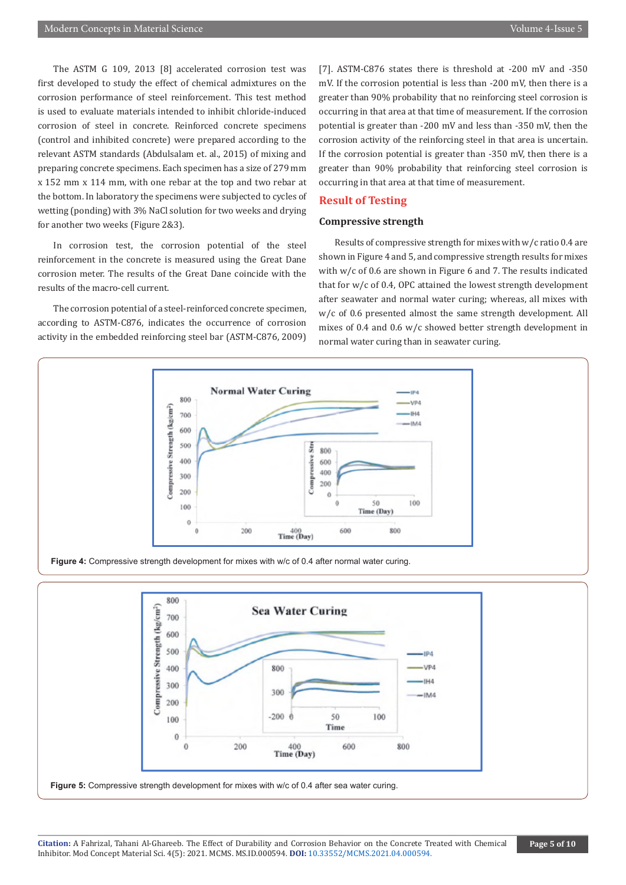The ASTM G 109, 2013 [8] accelerated corrosion test was first developed to study the effect of chemical admixtures on the corrosion performance of steel reinforcement. This test method is used to evaluate materials intended to inhibit chloride-induced corrosion of steel in concrete. Reinforced concrete specimens (control and inhibited concrete) were prepared according to the relevant ASTM standards (Abdulsalam et. al., 2015) of mixing and preparing concrete specimens. Each specimen has a size of 279 mm x 152 mm x 114 mm, with one rebar at the top and two rebar at the bottom. In laboratory the specimens were subjected to cycles of wetting (ponding) with 3% NaCl solution for two weeks and drying for another two weeks (Figure 2&3).

In corrosion test, the corrosion potential of the steel reinforcement in the concrete is measured using the Great Dane corrosion meter. The results of the Great Dane coincide with the results of the macro-cell current.

The corrosion potential of a steel-reinforced concrete specimen, according to ASTM-C876, indicates the occurrence of corrosion activity in the embedded reinforcing steel bar (ASTM-C876, 2009) [7]. ASTM-C876 states there is threshold at -200 mV and -350 mV. If the corrosion potential is less than -200 mV, then there is a greater than 90% probability that no reinforcing steel corrosion is occurring in that area at that time of measurement. If the corrosion potential is greater than -200 mV and less than -350 mV, then the corrosion activity of the reinforcing steel in that area is uncertain. If the corrosion potential is greater than -350 mV, then there is a greater than 90% probability that reinforcing steel corrosion is occurring in that area at that time of measurement.

## Result of Testing

### Compressive strength

Results of compressive strength for mixes with w/c ratio 0.4 are shown in Figure 4 and 5, and compressive strength results for mixes with w/c of 0.6 are shown in Figure 6 and 7. The results indicated that for w/c of 0.4, OPC attained the lowest strength development after seawater and normal water curing; whereas, all mixes with w/c of 0.6 presented almost the same strength development. All mixes of 0.4 and 0.6 w/c showed better strength development in normal water curing than in seawater curing.

**Figure 4:** Compressive strength development for mixes with w/c of 0.4 after normal water curing.

**Figure 5:** Compressive strength development for mixes with w/c of 0.4 after sea water curing.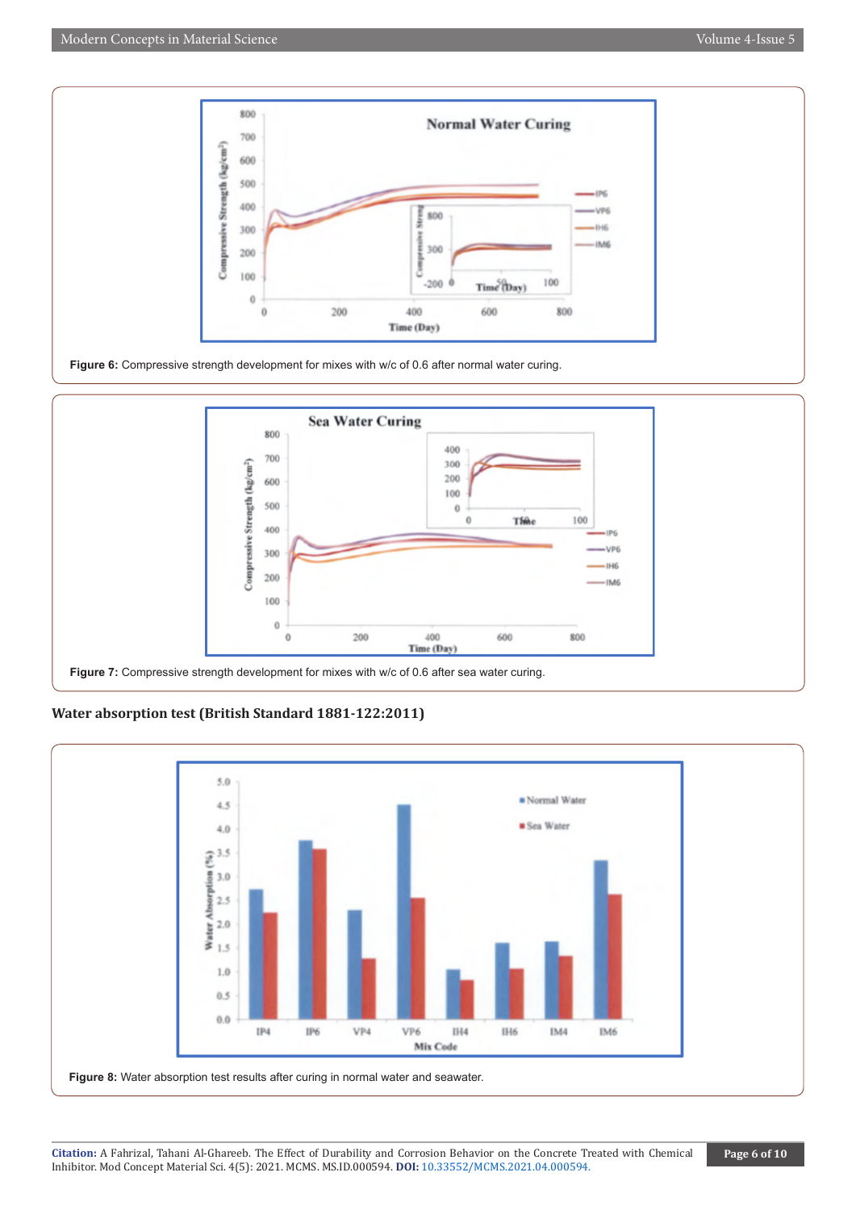Figure 6: Compressive strength development for mixes with w/c of 0.6 after normal water curing.

Figure 7: Compressive strength development for mixes with w/c of 0.6 after sea water curing.

## Water absorption test (British Standard 1881-122:2011)

Figure 8: Water absorption test results after curing in normal water and seawater.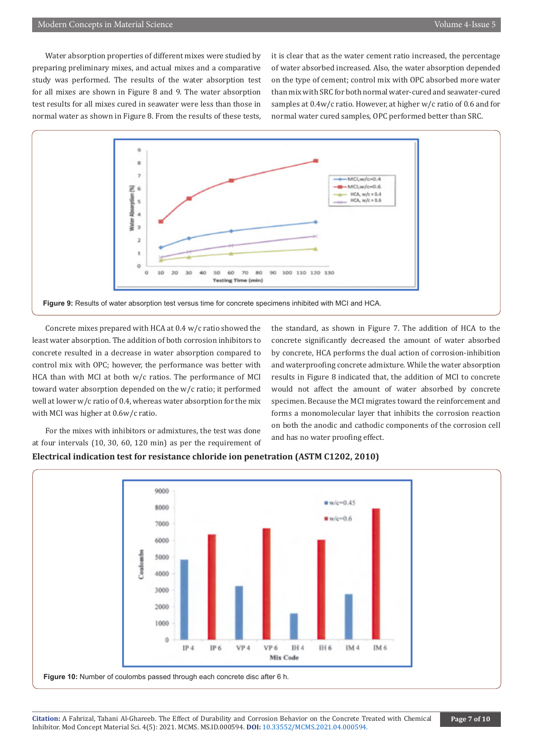Water absorption properties of different mixes were studied by preparing preliminary mixes, and actual mixes and a comparative study was performed. The results of the water absorption test for all mixes are shown in Figure 8 and 9. The water absorption test results for all mixes cured in seawater were less than those in normal water as shown in Figure 8. From the results of these tests, it is clear that as the water cement ratio increased, the percentage of water absorbed increased. Also, the water absorption depended on the type of cement; control mix with OPC absorbed more water than mix with SRC for both normal water-cured and seawater-cured samples at 0.4w/c ratio. However, at higher w/c ratio of 0.6 and for normal water cured samples, OPC performed better than SRC.

**Figure 9:** Results of water absorption test versus time for concrete specimens inhibited with MCI and HCA.

Concrete mixes prepared with HCA at 0.4 w/c ratio showed the least water absorption. The addition of both corrosion inhibitors to concrete resulted in a decrease in water absorption compared to control mix with OPC; however, the performance was better with HCA than with MCI at both w/c ratios. The performance of MCI toward water absorption depended on the w/c ratio; it performed well at lower w/c ratio of 0.4, whereas water absorption for the mix with MCI was higher at 0.6w/c ratio.

For the mixes with inhibitors or admixtures, the test was done at four intervals (10, 30, 60, 120 min) as per the requirement of the standard, as shown in Figure 7. The addition of HCA to the concrete significantly decreased the amount of water absorbed by concrete, HCA performs the dual action of corrosion-inhibition and waterproofing concrete admixture. While the water absorption results in Figure 8 indicated that, the addition of MCI to concrete would not affect the amount of water absorbed by concrete specimen. Because the MCI migrates toward the reinforcement and forms a monomolecular layer that inhibits the corrosion reaction on both the anodic and cathodic components of the corrosion cell and has no water proofing effect.

**Electrical indication test for resistance chloride ion penetration (ASTM C1202, 2010)**

**Figure 10:** Number of coulombs passed through each concrete disc after 6 h.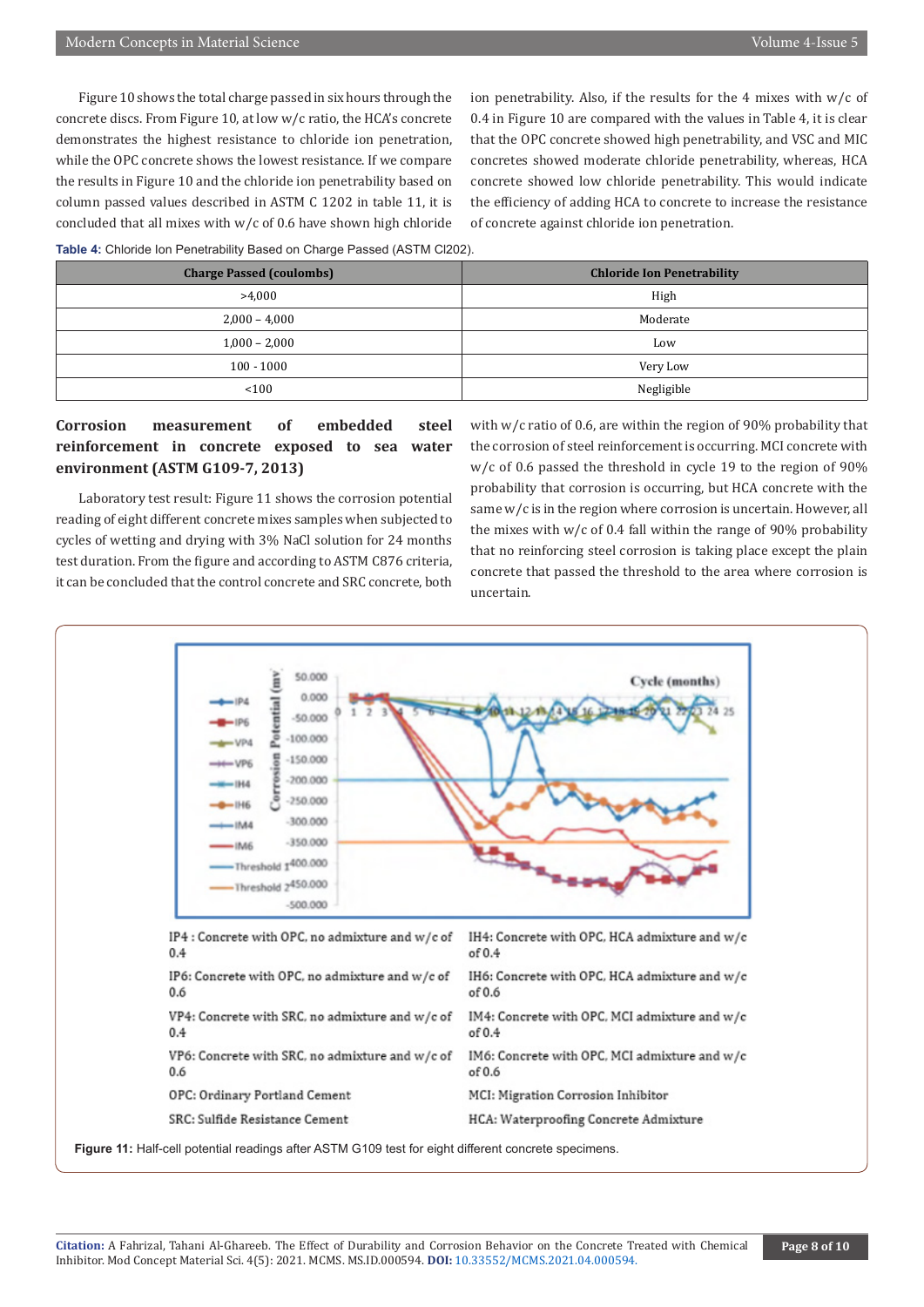Figure 10 shows the total charge passed in six hours through the concrete discs. From Figure 10, at low w/c ratio, the HCA's concrete demonstrates the highest resistance to chloride ion penetration, while the OPC concrete shows the lowest resistance. If we compare the results in Figure 10 and the chloride ion penetrability based on column passed values described in ASTM C 1202 in table 11, it is concluded that all mixes with w/c of 0.6 have shown high chloride ion penetrability. Also, if the results for the 4 mixes with w/c of 0.4 in Figure 10 are compared with the values in Table 4, it is clear that the OPC concrete showed high penetrability, and VSC and MIC concretes showed moderate chloride penetrability, whereas, HCA concrete showed low chloride penetrability. This would indicate the efficiency of adding HCA to concrete to increase the resistance of concrete against chloride ion penetration.

**Table 4:** Chloride Ion Penetrability Based on Charge Passed (ASTM Cl202).

| Charge Passed (coulombs) | Chloride Ion Penetrability |
|---|---|
| >4,000 | High |
| 2,000 – 4,000 | Moderate |
| 1,000 – 2,000 | Low |
| 100 - 1000 | Very Low |
| <100 | Negligible |

## Corrosion measurement of embedded steel reinforcement in concrete exposed to sea water environment (ASTM G109-7, 2013)

Laboratory test result: Figure 11 shows the corrosion potential reading of eight different concrete mixes samples when subjected to cycles of wetting and drying with 3% NaCl solution for 24 months test duration. From the figure and according to ASTM C876 criteria, it can be concluded that the control concrete and SRC concrete, both with w/c ratio of 0.6, are within the region of 90% probability that the corrosion of steel reinforcement is occurring. MCI concrete with w/c of 0.6 passed the threshold in cycle 19 to the region of 90% probability that corrosion is occurring, but HCA concrete with the same w/c is in the region where corrosion is uncertain. However, all the mixes with w/c of 0.4 fall within the range of 90% probability that no reinforcing steel corrosion is taking place except the plain concrete that passed the threshold to the area where corrosion is uncertain.

IP4 : Concrete with OPC, no admixture and w/c of 0.4

IH4: Concrete with OPC, HCA admixture and w/c of 0.4

IP6: Concrete with OPC, no admixture and w/c of 0.6

IH6: Concrete with OPC, HCA admixture and w/c of 0.6

VP4: Concrete with SRC, no admixture and w/c of 0.4

IM4: Concrete with OPC, MCI admixture and w/c of 0.4

VP6: Concrete with SRC, no admixture and w/c of 0.6

IM6: Concrete with OPC, MCI admixture and w/c of 0.6

OPC: Ordinary Portland Cement

MCI: Migration Corrosion Inhibitor

SRC: Sulfide Resistance Cement

HCA: Waterproofing Concrete Admixture

**Figure 11:** Half-cell potential readings after ASTM G109 test for eight different concrete specimens.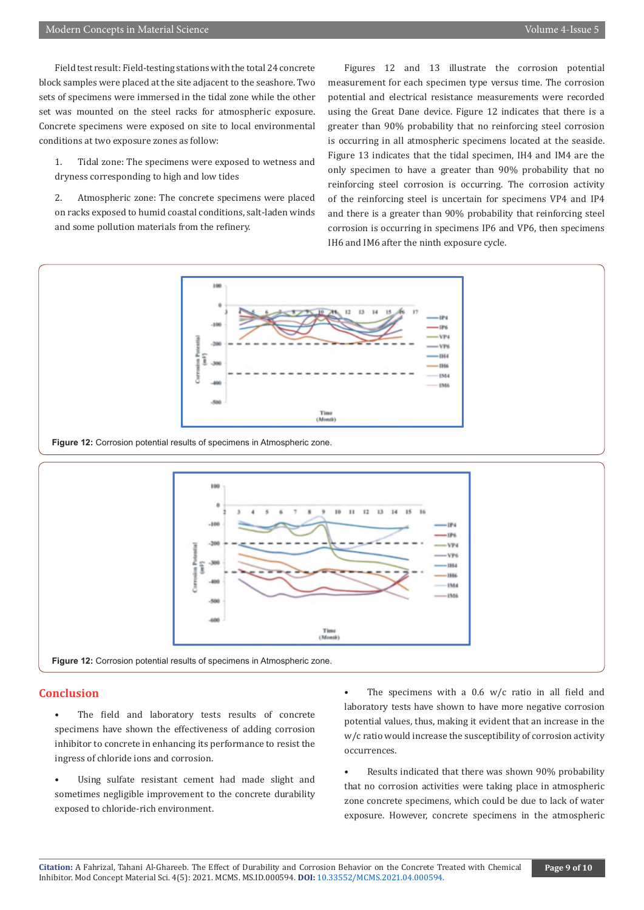Field test result: Field-testing stations with the total 24 concrete block samples were placed at the site adjacent to the seashore. Two sets of specimens were immersed in the tidal zone while the other set was mounted on the steel racks for atmospheric exposure. Concrete specimens were exposed on site to local environmental conditions at two exposure zones as follow:

1. Tidal zone: The specimens were exposed to wetness and dryness corresponding to high and low tides

2. Atmospheric zone: The concrete specimens were placed on racks exposed to humid coastal conditions, salt-laden winds and some pollution materials from the refinery.

Figures 12 and 13 illustrate the corrosion potential measurement for each specimen type versus time. The corrosion potential and electrical resistance measurements were recorded using the Great Dane device. Figure 12 indicates that there is a greater than 90% probability that no reinforcing steel corrosion is occurring in all atmospheric specimens located at the seaside. Figure 13 indicates that the tidal specimen, IH4 and IM4 are the only specimen to have a greater than 90% probability that no reinforcing steel corrosion is occurring. The corrosion activity of the reinforcing steel is uncertain for specimens VP4 and IP4 and there is a greater than 90% probability that reinforcing steel corrosion is occurring in specimens IP6 and VP6, then specimens IH6 and IM6 after the ninth exposure cycle.

**Figure 12:** Corrosion potential results of specimens in Atmospheric zone.

**Figure 12:** Corrosion potential results of specimens in Atmospheric zone.

## Conclusion

- The field and laboratory tests results of concrete specimens have shown the effectiveness of adding corrosion inhibitor to concrete in enhancing its performance to resist the ingress of chloride ions and corrosion.

- Using sulfate resistant cement had made slight and sometimes negligible improvement to the concrete durability exposed to chloride-rich environment.

- The specimens with a 0.6 w/c ratio in all field and laboratory tests have shown to have more negative corrosion potential values, thus, making it evident that an increase in the w/c ratio would increase the susceptibility of corrosion activity occurrences.

- Results indicated that there was shown 90% probability that no corrosion activities were taking place in atmospheric zone concrete specimens, which could be due to lack of water exposure. However, concrete specimens in the atmospheric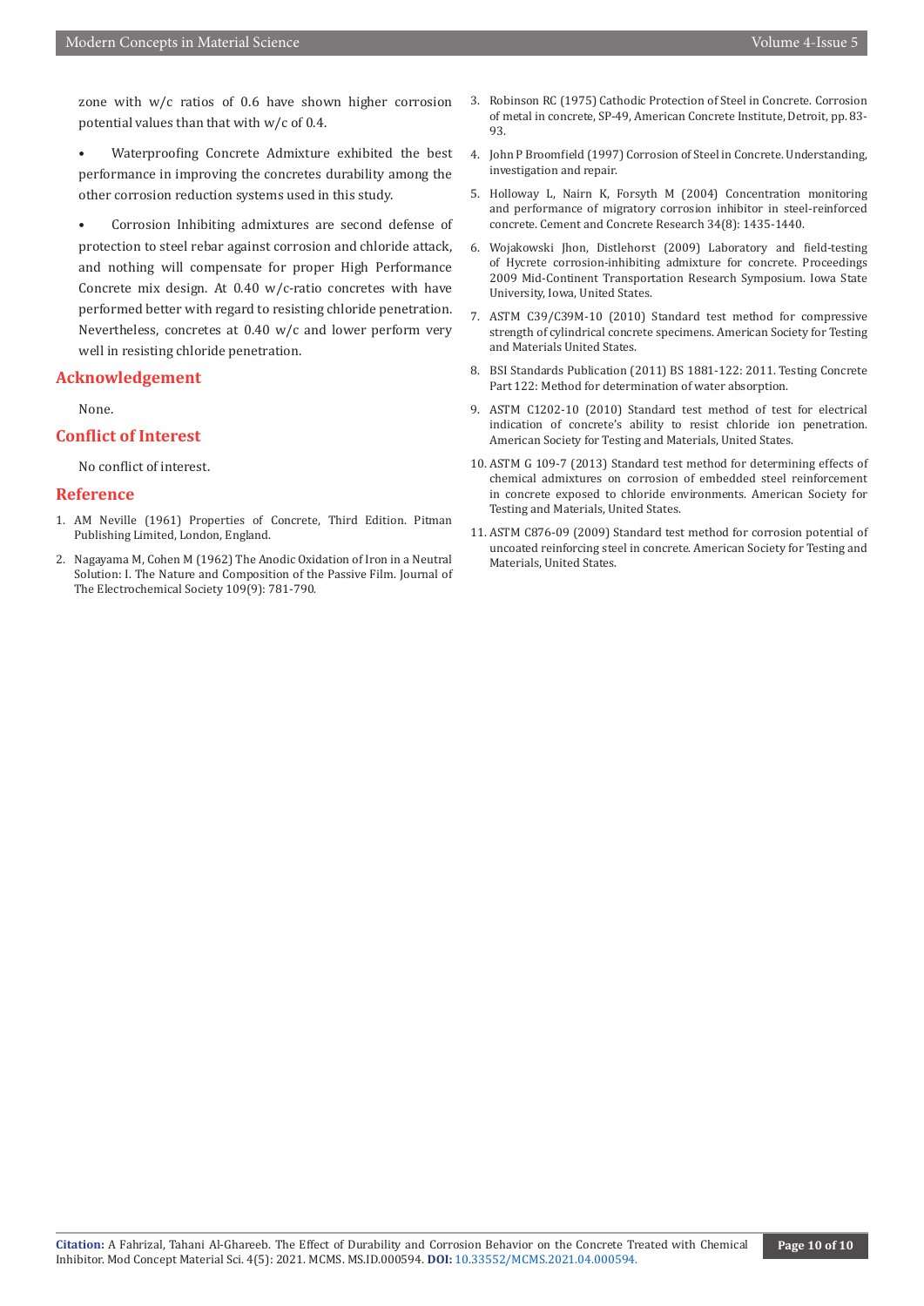zone with w/c ratios of 0.6 have shown higher corrosion potential values than that with w/c of 0.4.

- Waterproofing Concrete Admixture exhibited the best performance in improving the concretes durability among the other corrosion reduction systems used in this study.

- Corrosion Inhibiting admixtures are second defense of protection to steel rebar against corrosion and chloride attack, and nothing will compensate for proper High Performance Concrete mix design. At 0.40 w/c-ratio concretes with have performed better with regard to resisting chloride penetration. Nevertheless, concretes at 0.40 w/c and lower perform very well in resisting chloride penetration.

## Acknowledgement

None.

## Conflict of Interest

No conflict of interest.

## Reference

1. AM Neville (1961) Properties of Concrete, Third Edition. Pitman Publishing Limited, London, England.
2. Nagayama M, Cohen M (1962) The Anodic Oxidation of Iron in a Neutral Solution: I. The Nature and Composition of the Passive Film. Journal of The Electrochemical Society 109(9): 781-790.
3. Robinson RC (1975) Cathodic Protection of Steel in Concrete. Corrosion of metal in concrete, SP-49, American Concrete Institute, Detroit, pp. 83-93.
4. John P Broomfield (1997) Corrosion of Steel in Concrete. Understanding, investigation and repair.
5. Holloway L, Nairn K, Forsyth M (2004) Concentration monitoring and performance of migratory corrosion inhibitor in steel-reinforced concrete. Cement and Concrete Research 34(8): 1435-1440.
6. Wojakowski Jhon, Distlehorst (2009) Laboratory and field-testing of Hycrete corrosion-inhibiting admixture for concrete. Proceedings 2009 Mid-Continent Transportation Research Symposium. Iowa State University, Iowa, United States.
7. ASTM C39/C39M-10 (2010) Standard test method for compressive strength of cylindrical concrete specimens. American Society for Testing and Materials United States.
8. BSI Standards Publication (2011) BS 1881-122: 2011. Testing Concrete Part 122: Method for determination of water absorption.
9. ASTM C1202-10 (2010) Standard test method of test for electrical indication of concrete's ability to resist chloride ion penetration. American Society for Testing and Materials, United States.
10. ASTM G 109-7 (2013) Standard test method for determining effects of chemical admixtures on corrosion of embedded steel reinforcement in concrete exposed to chloride environments. American Society for Testing and Materials, United States.
11. ASTM C876-09 (2009) Standard test method for corrosion potential of uncoated reinforcing steel in concrete. American Society for Testing and Materials, United States.